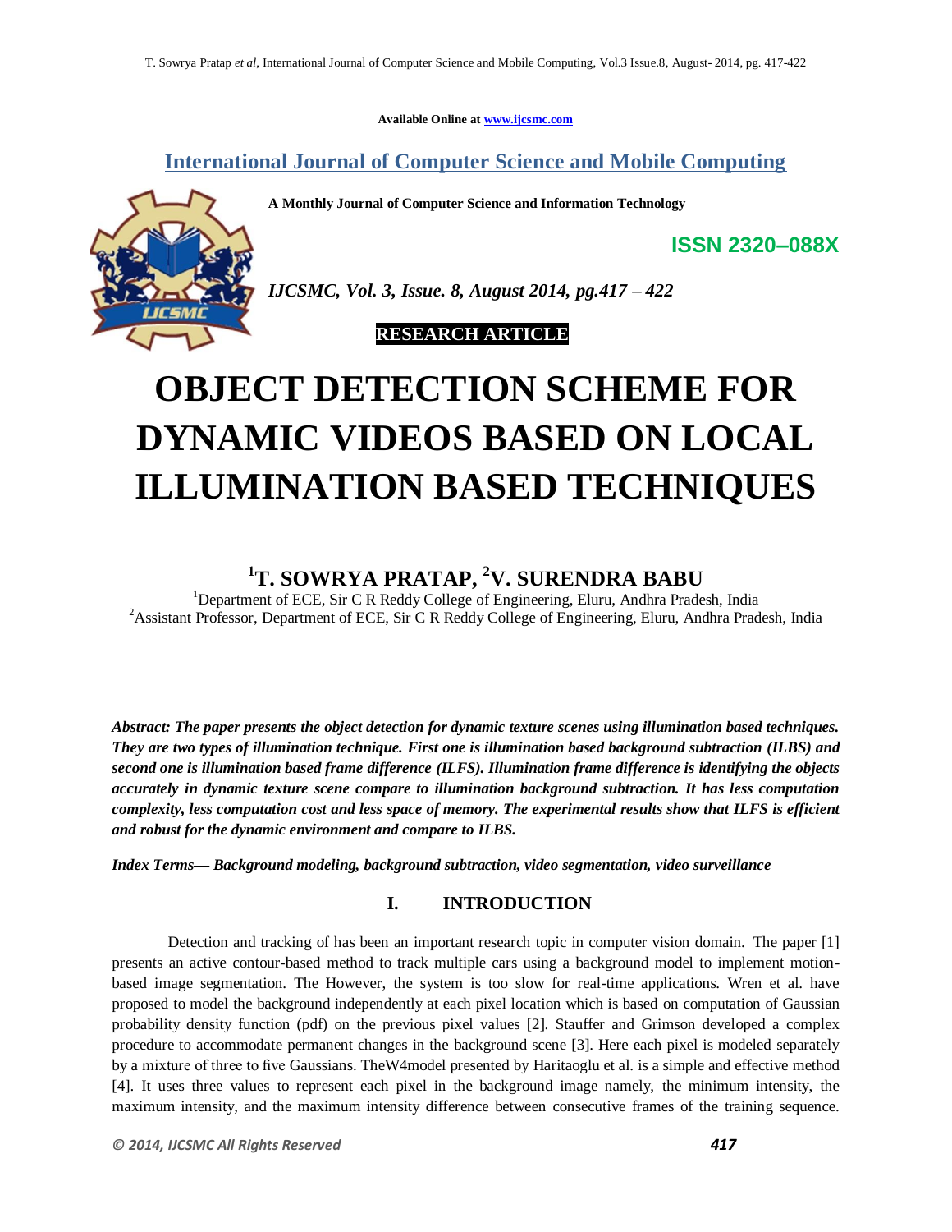Available Online at www.ijcsmc.com

# International Journal of Computer Science and Mobile Computing

**A Monthly Journal of Computer Science and Information Technology**

**ISSN 2320–088X**

*IJCSMC, Vol. 3, Issue. 8, August 2014, pg.417 – 422*

**RESEARCH ARTICLE**

# OBJECT DETECTION SCHEME FOR DYNAMIC VIDEOS BASED ON LOCAL ILLUMINATION BASED TECHNIQUES

## [1]T. SOWRYA PRATAP, [2]V. SURENDRA BABU

[1]Department of ECE, Sir C R Reddy College of Engineering, Eluru, Andhra Pradesh, India
[2]Assistant Professor, Department of ECE, Sir C R Reddy College of Engineering, Eluru, Andhra Pradesh, India

***Abstract:** The paper presents the object detection for dynamic texture scenes using illumination based techniques. They are two types of illumination technique. First one is illumination based background subtraction (ILBS) and second one is illumination based frame difference (ILFS). Illumination frame difference is identifying the objects accurately in dynamic texture scene compare to illumination background subtraction. It has less computation complexity, less computation cost and less space of memory. The experimental results show that ILFS is efficient and robust for the dynamic environment and compare to ILBS.*

***Index Terms*— Background modeling, background subtraction, video segmentation, video surveillance**

## I. INTRODUCTION

Detection and tracking of has been an important research topic in computer vision domain. The paper [1] presents an active contour-based method to track multiple cars using a background model to implement motion-based image segmentation. The However, the system is too slow for real-time applications. Wren et al. have proposed to model the background independently at each pixel location which is based on computation of Gaussian probability density function (pdf) on the previous pixel values [2]. Stauffer and Grimson developed a complex procedure to accommodate permanent changes in the background scene [3]. Here each pixel is modeled separately by a mixture of three to five Gaussians. TheW4model presented by Haritaoglu et al. is a simple and effective method [4]. It uses three values to represent each pixel in the background image namely, the minimum intensity, the maximum intensity, and the maximum intensity difference between consecutive frames of the training sequence.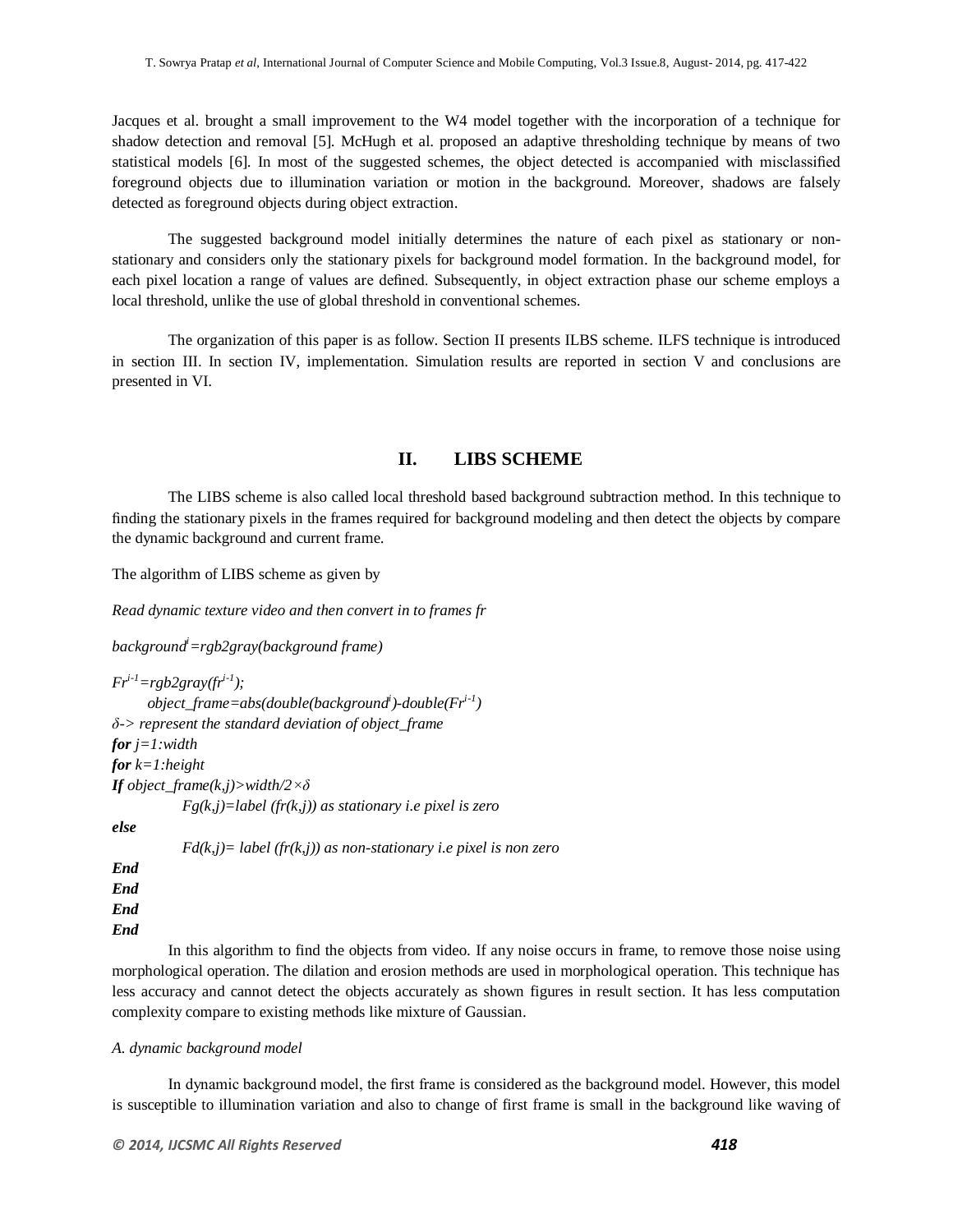Jacques et al. brought a small improvement to the W4 model together with the incorporation of a technique for shadow detection and removal [5]. McHugh et al. proposed an adaptive thresholding technique by means of two statistical models [6]. In most of the suggested schemes, the object detected is accompanied with misclassified foreground objects due to illumination variation or motion in the background. Moreover, shadows are falsely detected as foreground objects during object extraction.

The suggested background model initially determines the nature of each pixel as stationary or non-stationary and considers only the stationary pixels for background model formation. In the background model, for each pixel location a range of values are defined. Subsequently, in object extraction phase our scheme employs a local threshold, unlike the use of global threshold in conventional schemes.

The organization of this paper is as follow. Section II presents ILBS scheme. ILFS technique is introduced in section III. In section IV, implementation. Simulation results are reported in section V and conclusions are presented in VI.

## II. LIBS SCHEME

The LIBS scheme is also called local threshold based background subtraction method. In this technique to finding the stationary pixels in the frames required for background modeling and then detect the objects by compare the dynamic background and current frame.

The algorithm of LIBS scheme as given by

*Read dynamic texture video and then convert in to frames fr*

*background$^{i}$=rgb2gray(background frame)*

*Fr$^{i-1}$=rgb2gray(fr$^{i-1}$);*
*object_frame=abs(double(background$^{i}$)-double(Fr$^{i-1}$)*
*δ-> represent the standard deviation of object_frame*
***for** j=1:width*
***for** k=1:height*
***If** object_frame(k,j)>width/2×δ*
*Fg(k,j)=label (fr(k,j)) as stationary i.e pixel is zero*
***else***
*Fd(k,j)= label (fr(k,j)) as non-stationary i.e pixel is non zero*
***End***
***End***
***End***
***End***

In this algorithm to find the objects from video. If any noise occurs in frame, to remove those noise using morphological operation. The dilation and erosion methods are used in morphological operation. This technique has less accuracy and cannot detect the objects accurately as shown figures in result section. It has less computation complexity compare to existing methods like mixture of Gaussian.

*A. dynamic background model*

In dynamic background model, the first frame is considered as the background model. However, this model is susceptible to illumination variation and also to change of first frame is small in the background like waving of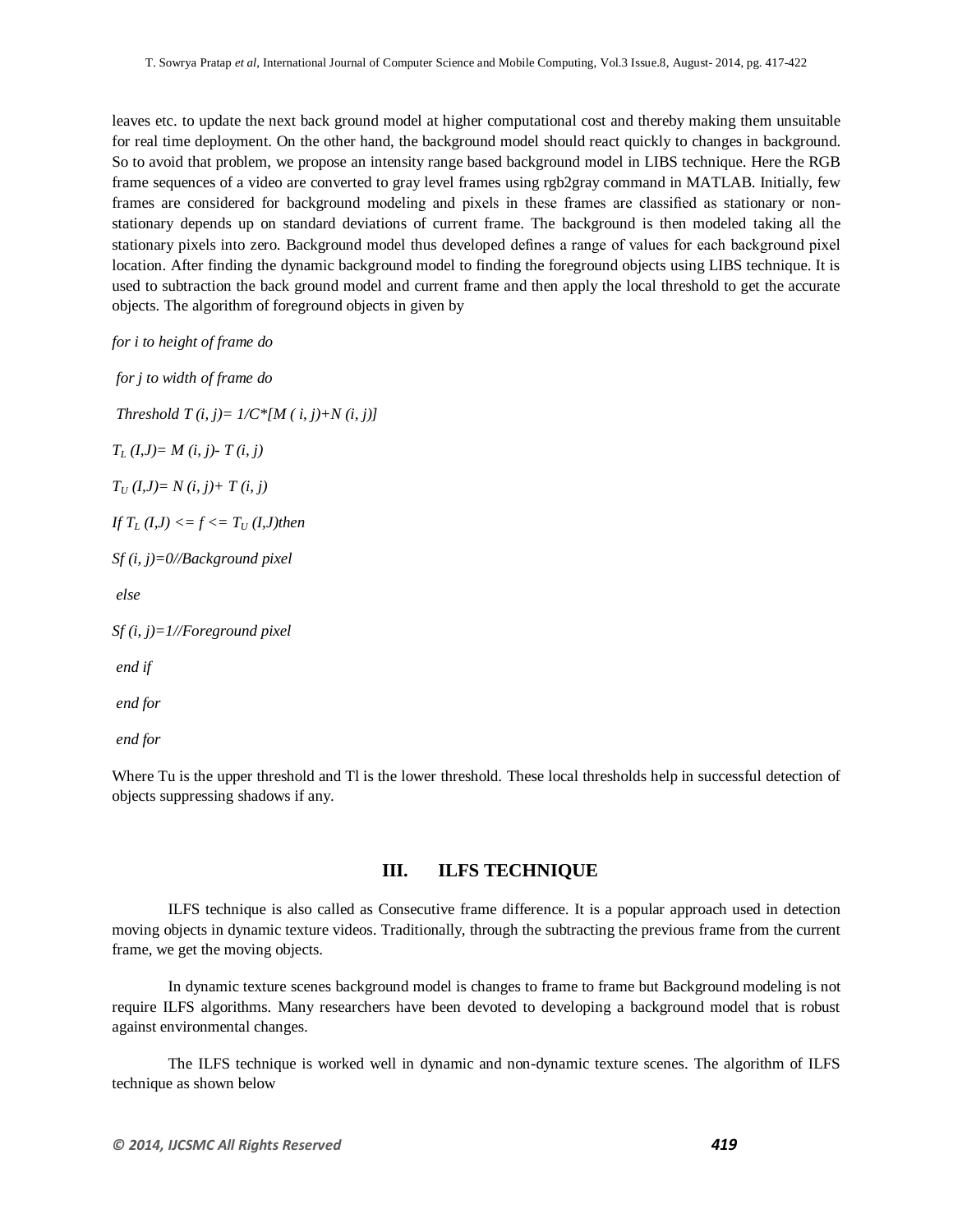leaves etc. to update the next back ground model at higher computational cost and thereby making them unsuitable for real time deployment. On the other hand, the background model should react quickly to changes in background. So to avoid that problem, we propose an intensity range based background model in LIBS technique. Here the RGB frame sequences of a video are converted to gray level frames using rgb2gray command in MATLAB. Initially, few frames are considered for background modeling and pixels in these frames are classified as stationary or non-stationary depends up on standard deviations of current frame. The background is then modeled taking all the stationary pixels into zero. Background model thus developed defines a range of values for each background pixel location. After finding the dynamic background model to finding the foreground objects using LIBS technique. It is used to subtraction the back ground model and current frame and then apply the local threshold to get the accurate objects. The algorithm of foreground objects in given by

*for i to height of frame do*

*for j to width of frame do*

*Threshold* $T(i, j) = 1/C*[M(i, j)+N(i, j)]$

$T_L(I,J) = M(i, j) - T(i, j)$

$T_U(I,J) = N(i, j) + T(i, j)$

*If* $T_L(I,J) <= f <= T_U(I,J)$ *then*

*Sf (i, j)=0//Background pixel*

*else*

*Sf (i, j)=1//Foreground pixel*

*end if*

*end for*

*end for*

Where Tu is the upper threshold and Tl is the lower threshold. These local thresholds help in successful detection of objects suppressing shadows if any.

## III. ILFS TECHNIQUE

ILFS technique is also called as Consecutive frame difference. It is a popular approach used in detection moving objects in dynamic texture videos. Traditionally, through the subtracting the previous frame from the current frame, we get the moving objects.

In dynamic texture scenes background model is changes to frame to frame but Background modeling is not require ILFS algorithms. Many researchers have been devoted to developing a background model that is robust against environmental changes.

The ILFS technique is worked well in dynamic and non-dynamic texture scenes. The algorithm of ILFS technique as shown below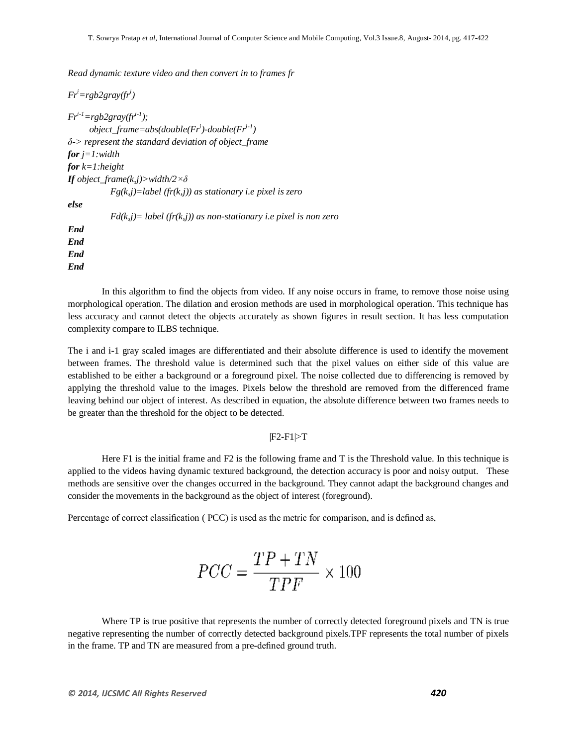*Read dynamic texture video and then convert in to frames fr*

*$Fr^{i}$=rgb2gray($fr^{i}$)*

*$Fr^{i-1}$=rgb2gray($fr^{i-1}$);*

*object_frame=abs(double($Fr^{i}$)-double($Fr^{i-1}$)*

*δ-> represent the standard deviation of object_frame*

***for** j=1:width*

***for** k=1:height*

***If** object_frame(k,j)>width/2×δ*

*Fg(k,j)=label (fr(k,j)) as stationary i.e pixel is zero*

***else***

*Fd(k,j)= label (fr(k,j)) as non-stationary i.e pixel is non zero*

***End***

***End***

***End***

***End***

In this algorithm to find the objects from video. If any noise occurs in frame, to remove those noise using morphological operation. The dilation and erosion methods are used in morphological operation. This technique has less accuracy and cannot detect the objects accurately as shown figures in result section. It has less computation complexity compare to ILBS technique.

The i and i-1 gray scaled images are differentiated and their absolute difference is used to identify the movement between frames. The threshold value is determined such that the pixel values on either side of this value are established to be either a background or a foreground pixel. The noise collected due to differencing is removed by applying the threshold value to the images. Pixels below the threshold are removed from the differenced frame leaving behind our object of interest. As described in equation, the absolute difference between two frames needs to be greater than the threshold for the object to be detected.

$$|F2-F1|>T$$

Here F1 is the initial frame and F2 is the following frame and T is the Threshold value. In this technique is applied to the videos having dynamic textured background, the detection accuracy is poor and noisy output. These methods are sensitive over the changes occurred in the background. They cannot adapt the background changes and consider the movements in the background as the object of interest (foreground).

Percentage of correct classification ( PCC) is used as the metric for comparison, and is defined as,

$$PCC = \frac{TP + TN}{TPF} \times 100$$

Where TP is true positive that represents the number of correctly detected foreground pixels and TN is true negative representing the number of correctly detected background pixels.TPF represents the total number of pixels in the frame. TP and TN are measured from a pre-defined ground truth.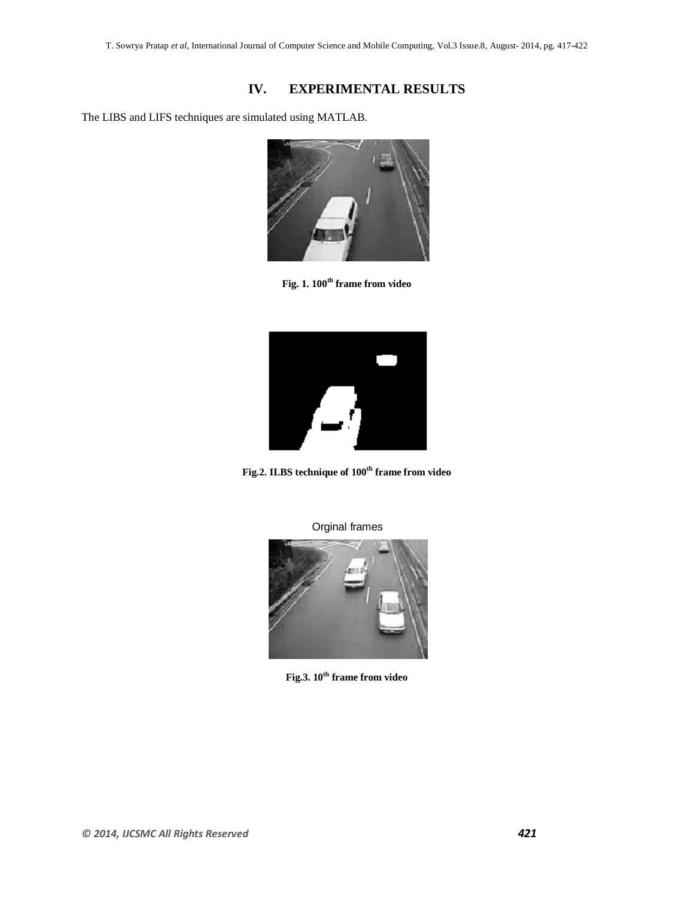## IV. EXPERIMENTAL RESULTS

The LIBS and LIFS techniques are simulated using MATLAB.

**Fig. 1. 100th frame from video**

**Fig.2. ILBS technique of 100th frame from video**

Orginal frames

**Fig.3. 10th frame from video**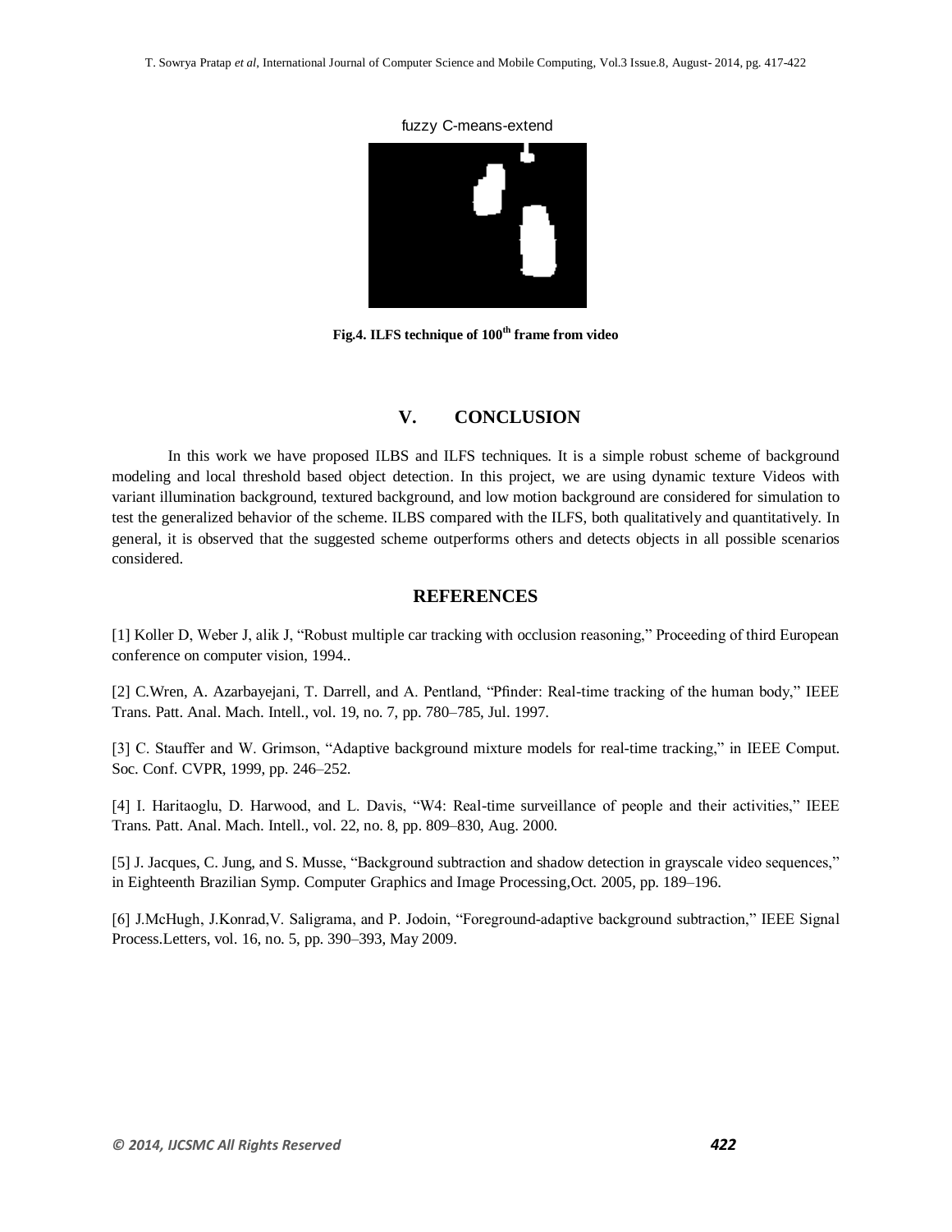fuzzy C-means-extend

**Fig.4. ILFS technique of 100th frame from video**

## V. CONCLUSION

In this work we have proposed ILBS and ILFS techniques. It is a simple robust scheme of background modeling and local threshold based object detection. In this project, we are using dynamic texture Videos with variant illumination background, textured background, and low motion background are considered for simulation to test the generalized behavior of the scheme. ILBS compared with the ILFS, both qualitatively and quantitatively. In general, it is observed that the suggested scheme outperforms others and detects objects in all possible scenarios considered.

## REFERENCES

[1] Koller D, Weber J, alik J, "Robust multiple car tracking with occlusion reasoning," Proceeding of third European conference on computer vision, 1994..

[2] C.Wren, A. Azarbayejani, T. Darrell, and A. Pentland, "Pfinder: Real-time tracking of the human body," IEEE Trans. Patt. Anal. Mach. Intell., vol. 19, no. 7, pp. 780–785, Jul. 1997.

[3] C. Stauffer and W. Grimson, "Adaptive background mixture models for real-time tracking," in IEEE Comput. Soc. Conf. CVPR, 1999, pp. 246–252.

[4] I. Haritaoglu, D. Harwood, and L. Davis, "W4: Real-time surveillance of people and their activities," IEEE Trans. Patt. Anal. Mach. Intell., vol. 22, no. 8, pp. 809–830, Aug. 2000.

[5] J. Jacques, C. Jung, and S. Musse, "Background subtraction and shadow detection in grayscale video sequences," in Eighteenth Brazilian Symp. Computer Graphics and Image Processing,Oct. 2005, pp. 189–196.

[6] J.McHugh, J.Konrad,V. Saligrama, and P. Jodoin, "Foreground-adaptive background subtraction," IEEE Signal Process.Letters, vol. 16, no. 5, pp. 390–393, May 2009.